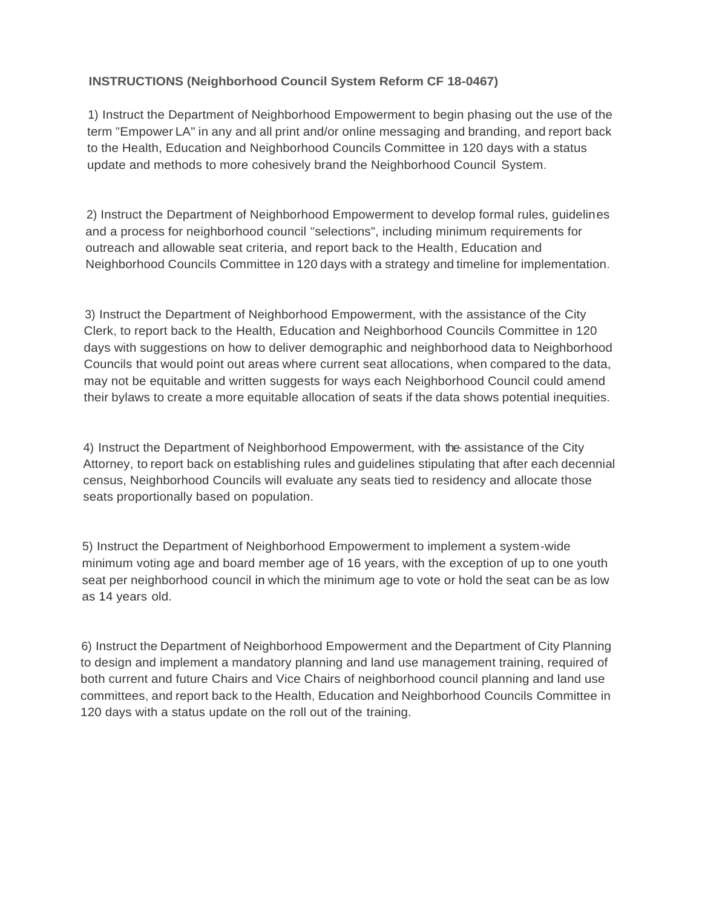**INSTRUCTIONS (Neighborhood Council System Reform CF 18-0467)**

1) Instruct the Department of Neighborhood Empowerment to begin phasing out the use of the term "Empower LA" in any and all print and/or online messaging and branding, and report back to the Health, Education and Neighborhood Councils Committee in 120 days with a status update and methods to more cohesively brand the Neighborhood Council System.

2) Instruct the Department of Neighborhood Empowerment to develop formal rules, guidelines and a process for neighborhood council "selections", including minimum requirements for outreach and allowable seat criteria, and report back to the Health, Education and Neighborhood Councils Committee in 120 days with a strategy and timeline for implementation.

3) Instruct the Department of Neighborhood Empowerment, with the assistance of the City Clerk, to report back to the Health, Education and Neighborhood Councils Committee in 120 days with suggestions on how to deliver demographic and neighborhood data to Neighborhood Councils that would point out areas where current seat allocations, when compared to the data, may not be equitable and written suggests for ways each Neighborhood Council could amend their bylaws to create a more equitable allocation of seats if the data shows potential inequities.

4) Instruct the Department of Neighborhood Empowerment, with the assistance of the City Attorney, to report back on establishing rules and guidelines stipulating that after each decennial census, Neighborhood Councils will evaluate any seats tied to residency and allocate those seats proportionally based on population.

5) Instruct the Department of Neighborhood Empowerment to implement a system-wide minimum voting age and board member age of 16 years, with the exception of up to one youth seat per neighborhood council in which the minimum age to vote or hold the seat can be as low as 14 years old.

6) Instruct the Department of Neighborhood Empowerment and the Department of City Planning to design and implement a mandatory planning and land use management training, required of both current and future Chairs and Vice Chairs of neighborhood council planning and land use committees, and report back to the Health, Education and Neighborhood Councils Committee in 120 days with a status update on the roll out of the training.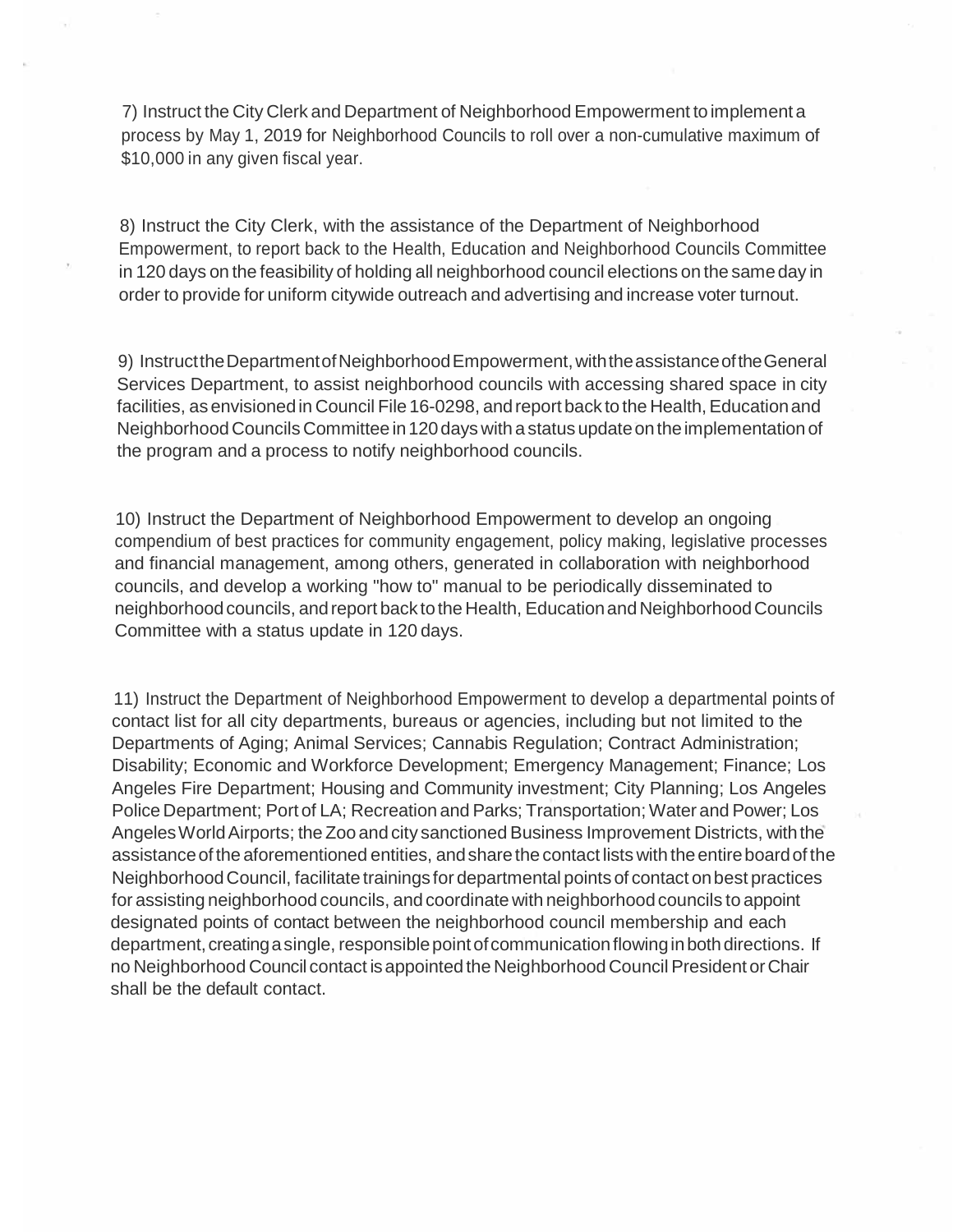7) Instruct the City Clerk and Department of Neighborhood Empowerment to implement a process by May 1, 2019 for Neighborhood Councils to roll over a non-cumulative maximum of $10,000 in any given fiscal year.

8) Instruct the City Clerk, with the assistance of the Department of Neighborhood Empowerment, to report back to the Health, Education and Neighborhood Councils Committee in 120 days on the feasibility of holding all neighborhood council elections on the same day in order to provide for uniform citywide outreach and advertising and increase voter turnout.

9) Instruct the Department of Neighborhood Empowerment, with the assistance of the General Services Department, to assist neighborhood councils with accessing shared space in city facilities, as envisioned in Council File 16-0298, and report back to the Health, Education and Neighborhood Councils Committee in 120 days with a status update on the implementation of the program and a process to notify neighborhood councils.

10) Instruct the Department of Neighborhood Empowerment to develop an ongoing compendium of best practices for community engagement, policy making, legislative processes and financial management, among others, generated in collaboration with neighborhood councils, and develop a working "how to" manual to be periodically disseminated to neighborhood councils, and report back to the Health, Education and Neighborhood Councils Committee with a status update in 120 days.

11) Instruct the Department of Neighborhood Empowerment to develop a departmental points of contact list for all city departments, bureaus or agencies, including but not limited to the Departments of Aging; Animal Services; Cannabis Regulation; Contract Administration; Disability; Economic and Workforce Development; Emergency Management; Finance; Los Angeles Fire Department; Housing and Community investment; City Planning; Los Angeles Police Department; Port of LA; Recreation and Parks; Transportation; Water and Power; Los Angeles World Airports; the Zoo and city sanctioned Business Improvement Districts, with the assistance of the aforementioned entities, and share the contact lists with the entire board of the Neighborhood Council, facilitate trainings for departmental points of contact on best practices for assisting neighborhood councils, and coordinate with neighborhood councils to appoint designated points of contact between the neighborhood council membership and each department, creating a single, responsible point of communication flowing in both directions. If no Neighborhood Council contact is appointed the Neighborhood Council President or Chair shall be the default contact.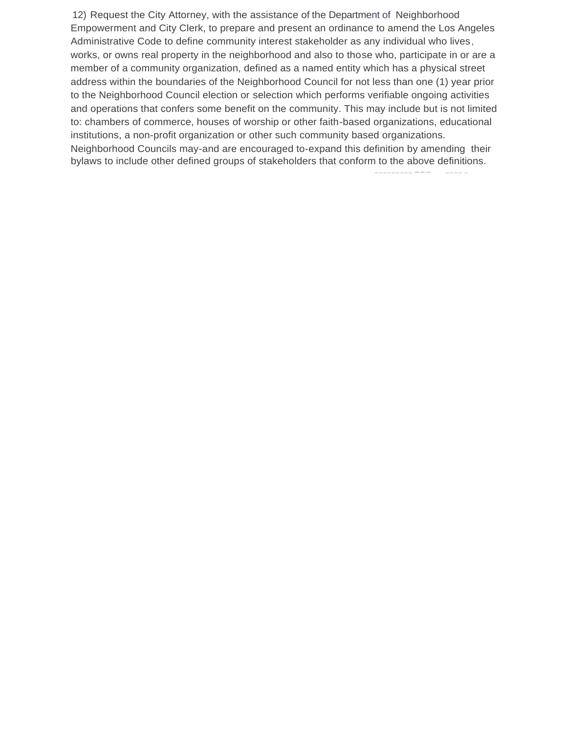12) Request the City Attorney, with the assistance of the Department of Neighborhood Empowerment and City Clerk, to prepare and present an ordinance to amend the Los Angeles Administrative Code to define community interest stakeholder as any individual who lives, works, or owns real property in the neighborhood and also to those who, participate in or are a member of a community organization, defined as a named entity which has a physical street address within the boundaries of the Neighborhood Council for not less than one (1) year prior to the Neighborhood Council election or selection which performs verifiable ongoing activities and operations that confers some benefit on the community. This may include but is not limited to: chambers of commerce, houses of worship or other faith-based organizations, educational institutions, a non-profit organization or other such community based organizations. Neighborhood Councils may-and are encouraged to-expand this definition by amending their bylaws to include other defined groups of stakeholders that conform to the above definitions.